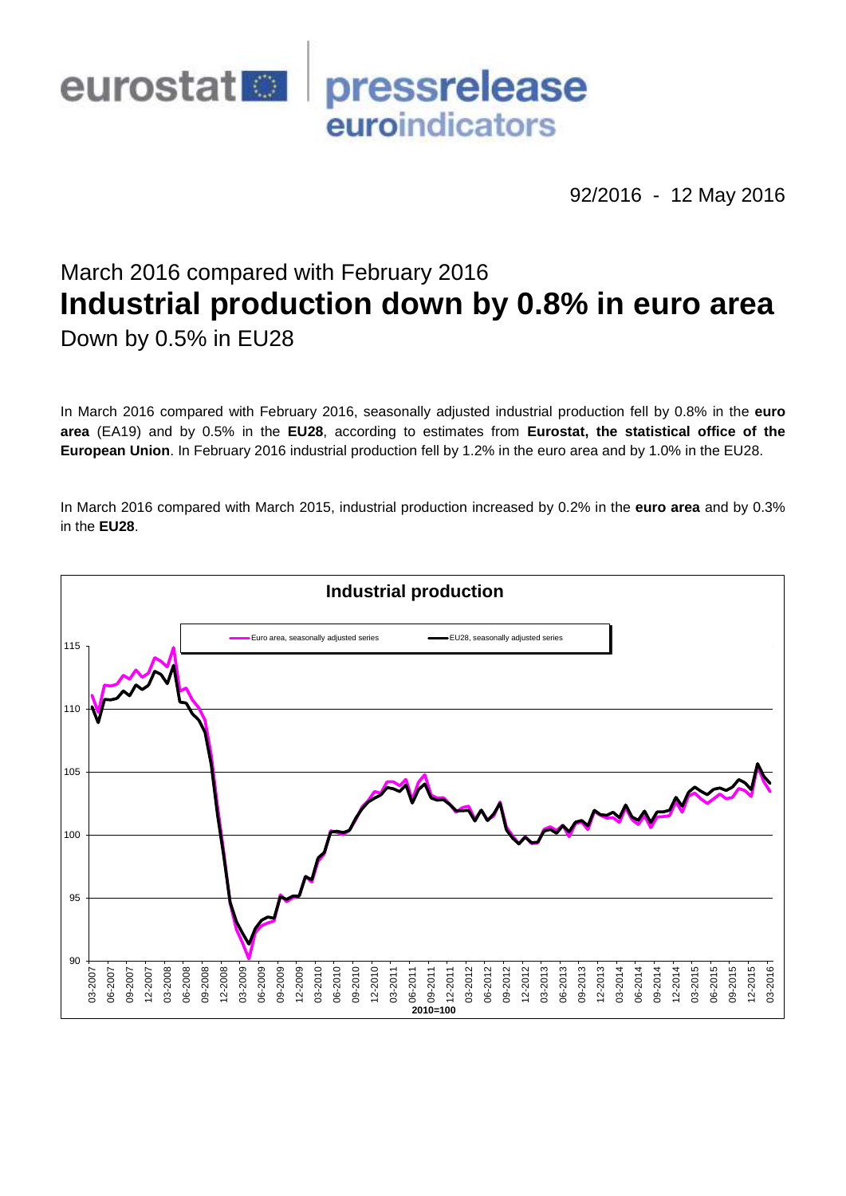eurostat pressrelease euroindicators

92/2016 - 12 May 2016

March 2016 compared with February 2016

# Industrial production down by 0.8% in euro area

Down by 0.5% in EU28

In March 2016 compared with February 2016, seasonally adjusted industrial production fell by 0.8% in the **euro area** (EA19) and by 0.5% in the **EU28**, according to estimates from **Eurostat, the statistical office of the European Union**. In February 2016 industrial production fell by 1.2% in the euro area and by 1.0% in the EU28.

In March 2016 compared with March 2015, industrial production increased by 0.2% in the **euro area** and by 0.3% in the **EU28**.

**Industrial production**

Euro area, seasonally adjusted series — EU28, seasonally adjusted series

2010=100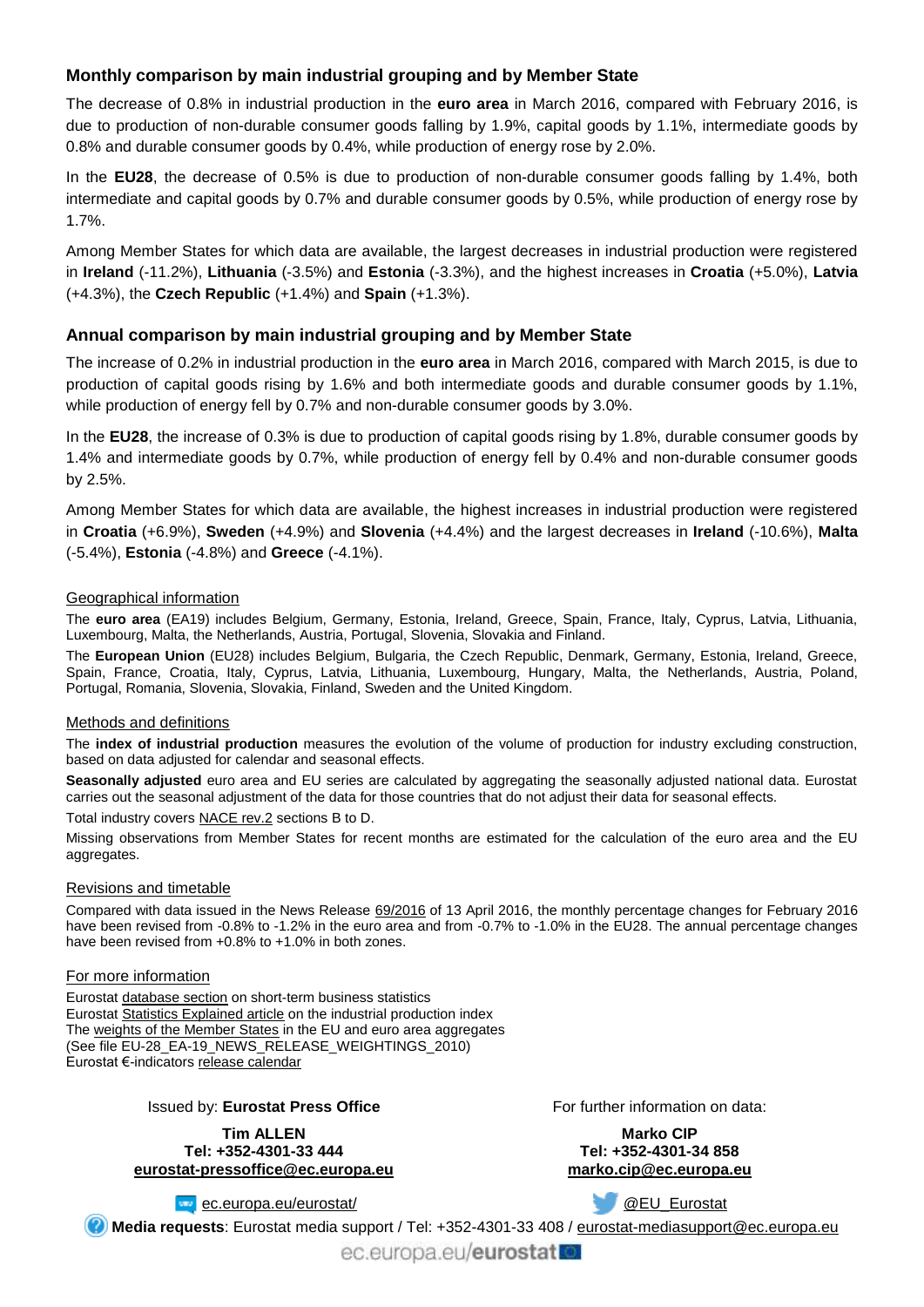## Monthly comparison by main industrial grouping and by Member State

The decrease of 0.8% in industrial production in the **euro area** in March 2016, compared with February 2016, is due to production of non-durable consumer goods falling by 1.9%, capital goods by 1.1%, intermediate goods by 0.8% and durable consumer goods by 0.4%, while production of energy rose by 2.0%.

In the **EU28**, the decrease of 0.5% is due to production of non-durable consumer goods falling by 1.4%, both intermediate and capital goods by 0.7% and durable consumer goods by 0.5%, while production of energy rose by 1.7%.

Among Member States for which data are available, the largest decreases in industrial production were registered in **Ireland** (-11.2%), **Lithuania** (-3.5%) and **Estonia** (-3.3%), and the highest increases in **Croatia** (+5.0%), **Latvia** (+4.3%), the **Czech Republic** (+1.4%) and **Spain** (+1.3%).

## Annual comparison by main industrial grouping and by Member State

The increase of 0.2% in industrial production in the **euro area** in March 2016, compared with March 2015, is due to production of capital goods rising by 1.6% and both intermediate goods and durable consumer goods by 1.1%, while production of energy fell by 0.7% and non-durable consumer goods by 3.0%.

In the **EU28**, the increase of 0.3% is due to production of capital goods rising by 1.8%, durable consumer goods by 1.4% and intermediate goods by 0.7%, while production of energy fell by 0.4% and non-durable consumer goods by 2.5%.

Among Member States for which data are available, the highest increases in industrial production were registered in **Croatia** (+6.9%), **Sweden** (+4.9%) and **Slovenia** (+4.4%) and the largest decreases in **Ireland** (-10.6%), **Malta** (-5.4%), **Estonia** (-4.8%) and **Greece** (-4.1%).

### Geographical information

The **euro area** (EA19) includes Belgium, Germany, Estonia, Ireland, Greece, Spain, France, Italy, Cyprus, Latvia, Lithuania, Luxembourg, Malta, the Netherlands, Austria, Portugal, Slovenia, Slovakia and Finland.

The **European Union** (EU28) includes Belgium, Bulgaria, the Czech Republic, Denmark, Germany, Estonia, Ireland, Greece, Spain, France, Croatia, Italy, Cyprus, Latvia, Lithuania, Luxembourg, Hungary, Malta, the Netherlands, Austria, Poland, Portugal, Romania, Slovenia, Slovakia, Finland, Sweden and the United Kingdom.

### Methods and definitions

The **index of industrial production** measures the evolution of the volume of production for industry excluding construction, based on data adjusted for calendar and seasonal effects.

**Seasonally adjusted** euro area and EU series are calculated by aggregating the seasonally adjusted national data. Eurostat carries out the seasonal adjustment of the data for those countries that do not adjust their data for seasonal effects.

Total industry covers NACE rev.2 sections B to D.

Missing observations from Member States for recent months are estimated for the calculation of the euro area and the EU aggregates.

### Revisions and timetable

Compared with data issued in the News Release 69/2016 of 13 April 2016, the monthly percentage changes for February 2016 have been revised from -0.8% to -1.2% in the euro area and from -0.7% to -1.0% in the EU28. The annual percentage changes have been revised from +0.8% to +1.0% in both zones.

### For more information

Eurostat database section on short-term business statistics
Eurostat Statistics Explained article on the industrial production index
The weights of the Member States in the EU and euro area aggregates
(See file EU-28_EA-19_NEWS_RELEASE_WEIGHTINGS_2010)
Eurostat €-indicators release calendar

Issued by: **Eurostat Press Office**

**Tim ALLEN**
**Tel: +352-4301-33 444**
**eurostat-pressoffice@ec.europa.eu**

For further information on data:

**Marko CIP**
**Tel: +352-4301-34 858**
**marko.cip@ec.europa.eu**

ec.europa.eu/eurostat/

@EU_Eurostat

**Media requests**: Eurostat media support / Tel: +352-4301-33 408 / eurostat-mediasupport@ec.europa.eu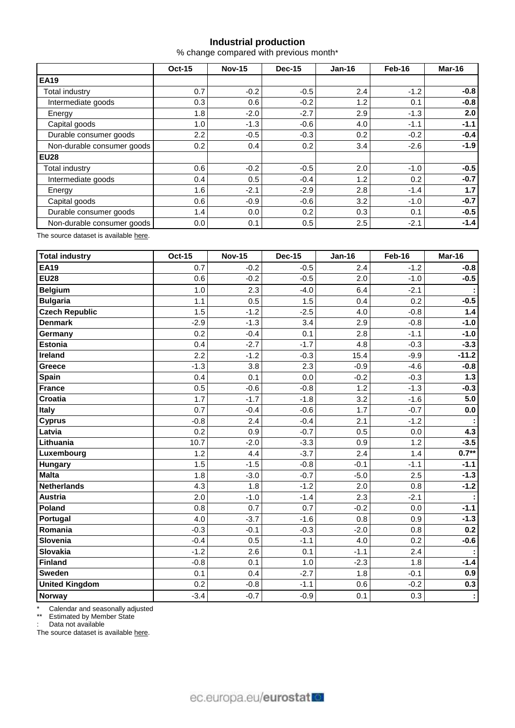## Industrial production

% change compared with previous month*

| | Oct-15 | Nov-15 | Dec-15 | Jan-16 | Feb-16 | Mar-16 |
|---|---|---|---|---|---|---|
| **EA19** | | | | | | |
| Total industry | 0.7 | -0.2 | -0.5 | 2.4 | -1.2 | **-0.8** |
| Intermediate goods | 0.3 | 0.6 | -0.2 | 1.2 | 0.1 | **-0.8** |
| Energy | 1.8 | -2.0 | -2.7 | 2.9 | -1.3 | **2.0** |
| Capital goods | 1.0 | -1.3 | -0.6 | 4.0 | -1.1 | **-1.1** |
| Durable consumer goods | 2.2 | -0.5 | -0.3 | 0.2 | -0.2 | **-0.4** |
| Non-durable consumer goods | 0.2 | 0.4 | 0.2 | 3.4 | -2.6 | **-1.9** |
| **EU28** | | | | | | |
| Total industry | 0.6 | -0.2 | -0.5 | 2.0 | -1.0 | **-0.5** |
| Intermediate goods | 0.4 | 0.5 | -0.4 | 1.2 | 0.2 | **-0.7** |
| Energy | 1.6 | -2.1 | -2.9 | 2.8 | -1.4 | **1.7** |
| Capital goods | 0.6 | -0.9 | -0.6 | 3.2 | -1.0 | **-0.7** |
| Durable consumer goods | 1.4 | 0.0 | 0.2 | 0.3 | 0.1 | **-0.5** |
| Non-durable consumer goods | 0.0 | 0.1 | 0.5 | 2.5 | -2.1 | **-1.4** |

The source dataset is available here.

| **Total industry** | Oct-15 | Nov-15 | Dec-15 | Jan-16 | Feb-16 | Mar-16 |
|---|---|---|---|---|---|---|
| **EA19** | 0.7 | -0.2 | -0.5 | 2.4 | -1.2 | **-0.8** |
| **EU28** | 0.6 | -0.2 | -0.5 | 2.0 | -1.0 | **-0.5** |
| **Belgium** | 1.0 | 2.3 | -4.0 | 6.4 | -2.1 | **:** |
| **Bulgaria** | 1.1 | 0.5 | 1.5 | 0.4 | 0.2 | **-0.5** |
| **Czech Republic** | 1.5 | -1.2 | -2.5 | 4.0 | -0.8 | **1.4** |
| **Denmark** | -2.9 | -1.3 | 3.4 | 2.9 | -0.8 | **-1.0** |
| **Germany** | 0.2 | -0.4 | 0.1 | 2.8 | -1.1 | **-1.0** |
| **Estonia** | 0.4 | -2.7 | -1.7 | 4.8 | -0.3 | **-3.3** |
| **Ireland** | 2.2 | -1.2 | -0.3 | 15.4 | -9.9 | **-11.2** |
| **Greece** | -1.3 | 3.8 | 2.3 | -0.9 | -4.6 | **-0.8** |
| **Spain** | 0.4 | 0.1 | 0.0 | -0.2 | -0.3 | **1.3** |
| **France** | 0.5 | -0.6 | -0.8 | 1.2 | -1.3 | **-0.3** |
| **Croatia** | 1.7 | -1.7 | -1.8 | 3.2 | -1.6 | **5.0** |
| **Italy** | 0.7 | -0.4 | -0.6 | 1.7 | -0.7 | **0.0** |
| **Cyprus** | -0.8 | 2.4 | -0.4 | 2.1 | -1.2 | **:** |
| **Latvia** | 0.2 | 0.9 | -0.7 | 0.5 | 0.0 | **4.3** |
| **Lithuania** | 10.7 | -2.0 | -3.3 | 0.9 | 1.2 | **-3.5** |
| **Luxembourg** | 1.2 | 4.4 | -3.7 | 2.4 | 1.4 | **0.7**** |
| **Hungary** | 1.5 | -1.5 | -0.8 | -0.1 | -1.1 | **-1.1** |
| **Malta** | 1.8 | -3.0 | -0.7 | -5.0 | 2.5 | **-1.3** |
| **Netherlands** | 4.3 | 1.8 | -1.2 | 2.0 | 0.8 | **-1.2** |
| **Austria** | 2.0 | -1.0 | -1.4 | 2.3 | -2.1 | **:** |
| **Poland** | 0.8 | 0.7 | 0.7 | -0.2 | 0.0 | **-1.1** |
| **Portugal** | 4.0 | -3.7 | -1.6 | 0.8 | 0.9 | **-1.3** |
| **Romania** | -0.3 | -0.1 | -0.3 | -2.0 | 0.8 | **0.2** |
| **Slovenia** | -0.4 | 0.5 | -1.1 | 4.0 | 0.2 | **-0.6** |
| **Slovakia** | -1.2 | 2.6 | 0.1 | -1.1 | 2.4 | **:** |
| **Finland** | -0.8 | 0.1 | 1.0 | -2.3 | 1.8 | **-1.4** |
| **Sweden** | 0.1 | 0.4 | -2.7 | 1.8 | -0.1 | **0.9** |
| **United Kingdom** | 0.2 | -0.8 | -1.1 | 0.6 | -0.2 | **0.3** |
| **Norway** | -3.4 | -0.7 | -0.9 | 0.1 | 0.3 | **:** |

\* Calendar and seasonally adjusted
** Estimated by Member State
: Data not available

The source dataset is available here.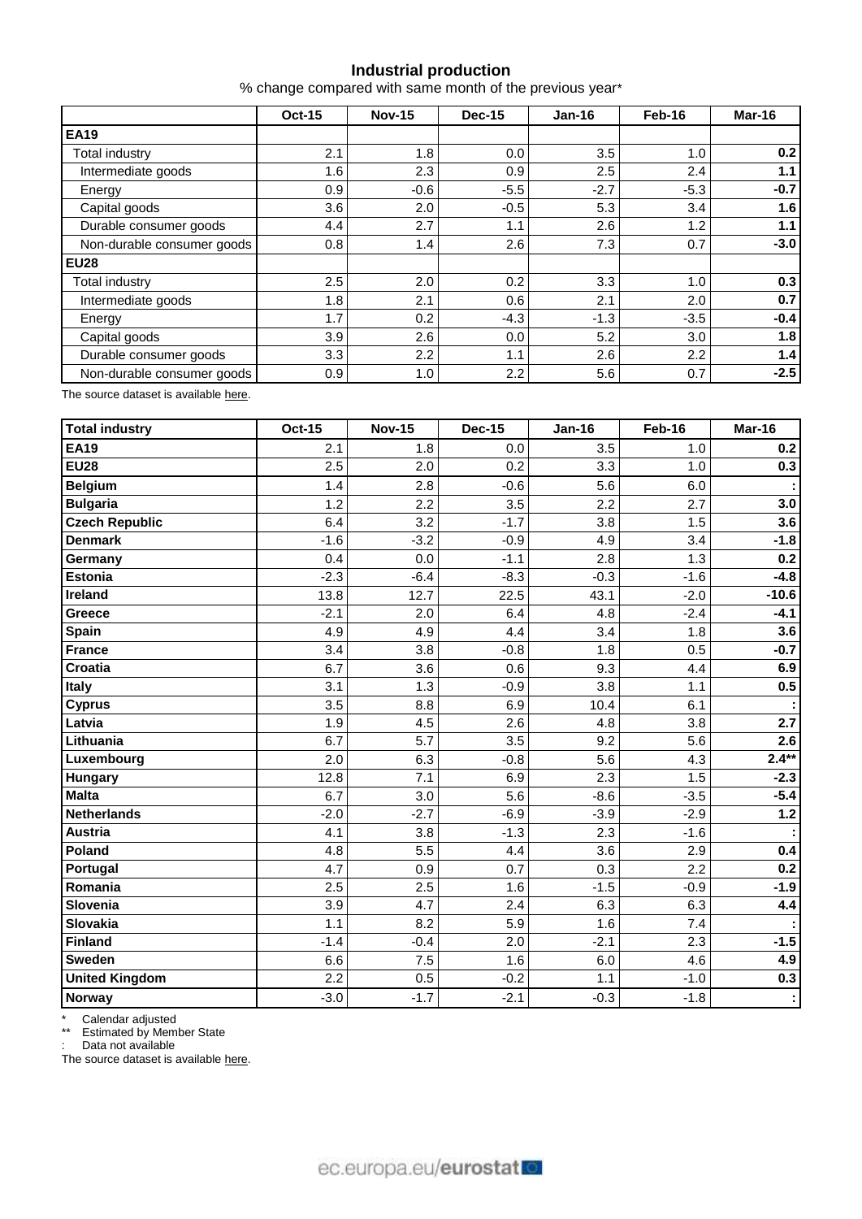## Industrial production

% change compared with same month of the previous year*

| | Oct-15 | Nov-15 | Dec-15 | Jan-16 | Feb-16 | Mar-16 |
|---|---|---|---|---|---|---|
| **EA19** | | | | | | |
| Total industry | 2.1 | 1.8 | 0.0 | 3.5 | 1.0 | **0.2** |
| Intermediate goods | 1.6 | 2.3 | 0.9 | 2.5 | 2.4 | **1.1** |
| Energy | 0.9 | -0.6 | -5.5 | -2.7 | -5.3 | **-0.7** |
| Capital goods | 3.6 | 2.0 | -0.5 | 5.3 | 3.4 | **1.6** |
| Durable consumer goods | 4.4 | 2.7 | 1.1 | 2.6 | 1.2 | **1.1** |
| Non-durable consumer goods | 0.8 | 1.4 | 2.6 | 7.3 | 0.7 | **-3.0** |
| **EU28** | | | | | | |
| Total industry | 2.5 | 2.0 | 0.2 | 3.3 | 1.0 | **0.3** |
| Intermediate goods | 1.8 | 2.1 | 0.6 | 2.1 | 2.0 | **0.7** |
| Energy | 1.7 | 0.2 | -4.3 | -1.3 | -3.5 | **-0.4** |
| Capital goods | 3.9 | 2.6 | 0.0 | 5.2 | 3.0 | **1.8** |
| Durable consumer goods | 3.3 | 2.2 | 1.1 | 2.6 | 2.2 | **1.4** |
| Non-durable consumer goods | 0.9 | 1.0 | 2.2 | 5.6 | 0.7 | **-2.5** |

The source dataset is available here.

| **Total industry** | Oct-15 | Nov-15 | Dec-15 | Jan-16 | Feb-16 | Mar-16 |
|---|---|---|---|---|---|---|
| **EA19** | 2.1 | 1.8 | 0.0 | 3.5 | 1.0 | **0.2** |
| **EU28** | 2.5 | 2.0 | 0.2 | 3.3 | 1.0 | **0.3** |
| **Belgium** | 1.4 | 2.8 | -0.6 | 5.6 | 6.0 | **:** |
| **Bulgaria** | 1.2 | 2.2 | 3.5 | 2.2 | 2.7 | **3.0** |
| **Czech Republic** | 6.4 | 3.2 | -1.7 | 3.8 | 1.5 | **3.6** |
| **Denmark** | -1.6 | -3.2 | -0.9 | 4.9 | 3.4 | **-1.8** |
| **Germany** | 0.4 | 0.0 | -1.1 | 2.8 | 1.3 | **0.2** |
| **Estonia** | -2.3 | -6.4 | -8.3 | -0.3 | -1.6 | **-4.8** |
| **Ireland** | 13.8 | 12.7 | 22.5 | 43.1 | -2.0 | **-10.6** |
| **Greece** | -2.1 | 2.0 | 6.4 | 4.8 | -2.4 | **-4.1** |
| **Spain** | 4.9 | 4.9 | 4.4 | 3.4 | 1.8 | **3.6** |
| **France** | 3.4 | 3.8 | -0.8 | 1.8 | 0.5 | **-0.7** |
| **Croatia** | 6.7 | 3.6 | 0.6 | 9.3 | 4.4 | **6.9** |
| **Italy** | 3.1 | 1.3 | -0.9 | 3.8 | 1.1 | **0.5** |
| **Cyprus** | 3.5 | 8.8 | 6.9 | 10.4 | 6.1 | **:** |
| **Latvia** | 1.9 | 4.5 | 2.6 | 4.8 | 3.8 | **2.7** |
| **Lithuania** | 6.7 | 5.7 | 3.5 | 9.2 | 5.6 | **2.6** |
| **Luxembourg** | 2.0 | 6.3 | -0.8 | 5.6 | 4.3 | **2.4**** |
| **Hungary** | 12.8 | 7.1 | 6.9 | 2.3 | 1.5 | **-2.3** |
| **Malta** | 6.7 | 3.0 | 5.6 | -8.6 | -3.5 | **-5.4** |
| **Netherlands** | -2.0 | -2.7 | -6.9 | -3.9 | -2.9 | **1.2** |
| **Austria** | 4.1 | 3.8 | -1.3 | 2.3 | -1.6 | **:** |
| **Poland** | 4.8 | 5.5 | 4.4 | 3.6 | 2.9 | **0.4** |
| **Portugal** | 4.7 | 0.9 | 0.7 | 0.3 | 2.2 | **0.2** |
| **Romania** | 2.5 | 2.5 | 1.6 | -1.5 | -0.9 | **-1.9** |
| **Slovenia** | 3.9 | 4.7 | 2.4 | 6.3 | 6.3 | **4.4** |
| **Slovakia** | 1.1 | 8.2 | 5.9 | 1.6 | 7.4 | **:** |
| **Finland** | -1.4 | -0.4 | 2.0 | -2.1 | 2.3 | **-1.5** |
| **Sweden** | 6.6 | 7.5 | 1.6 | 6.0 | 4.6 | **4.9** |
| **United Kingdom** | 2.2 | 0.5 | -0.2 | 1.1 | -1.0 | **0.3** |
| **Norway** | -3.0 | -1.7 | -2.1 | -0.3 | -1.8 | **:** |

\* Calendar adjusted
** Estimated by Member State
: Data not available
The source dataset is available here.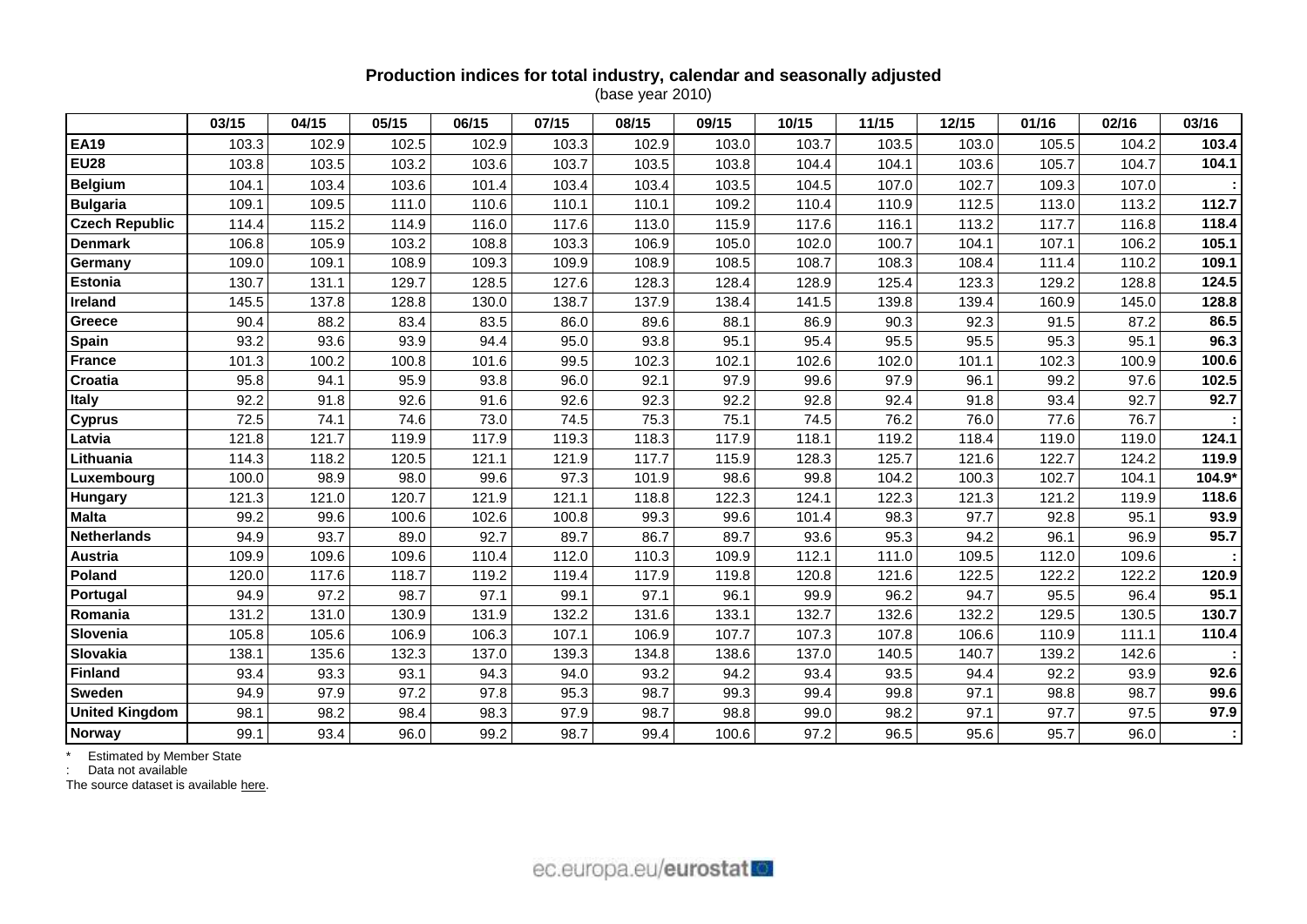**Production indices for total industry, calendar and seasonally adjusted**
(base year 2010)

| | 03/15 | 04/15 | 05/15 | 06/15 | 07/15 | 08/15 | 09/15 | 10/15 | 11/15 | 12/15 | 01/16 | 02/16 | 03/16 |
|---|---|---|---|---|---|---|---|---|---|---|---|---|---|
| **EA19** | 103.3 | 102.9 | 102.5 | 102.9 | 103.3 | 102.9 | 103.0 | 103.7 | 103.5 | 103.0 | 105.5 | 104.2 | **103.4** |
| **EU28** | 103.8 | 103.5 | 103.2 | 103.6 | 103.7 | 103.5 | 103.8 | 104.4 | 104.1 | 103.6 | 105.7 | 104.7 | **104.1** |
| **Belgium** | 104.1 | 103.4 | 103.6 | 101.4 | 103.4 | 103.4 | 103.5 | 104.5 | 107.0 | 102.7 | 109.3 | 107.0 | **:** |
| **Bulgaria** | 109.1 | 109.5 | 111.0 | 110.6 | 110.1 | 110.1 | 109.2 | 110.4 | 110.9 | 112.5 | 113.0 | 113.2 | **112.7** |
| **Czech Republic** | 114.4 | 115.2 | 114.9 | 116.0 | 117.6 | 113.0 | 115.9 | 117.6 | 116.1 | 113.2 | 117.7 | 116.8 | **118.4** |
| **Denmark** | 106.8 | 105.9 | 103.2 | 108.8 | 103.3 | 106.9 | 105.0 | 102.0 | 100.7 | 104.1 | 107.1 | 106.2 | **105.1** |
| **Germany** | 109.0 | 109.1 | 108.9 | 109.3 | 109.9 | 108.9 | 108.5 | 108.7 | 108.3 | 108.4 | 111.4 | 110.2 | **109.1** |
| **Estonia** | 130.7 | 131.1 | 129.7 | 128.5 | 127.6 | 128.3 | 128.4 | 128.9 | 125.4 | 123.3 | 129.2 | 128.8 | **124.5** |
| **Ireland** | 145.5 | 137.8 | 128.8 | 130.0 | 138.7 | 137.9 | 138.4 | 141.5 | 139.8 | 139.4 | 160.9 | 145.0 | **128.8** |
| **Greece** | 90.4 | 88.2 | 83.4 | 83.5 | 86.0 | 89.6 | 88.1 | 86.9 | 90.3 | 92.3 | 91.5 | 87.2 | **86.5** |
| **Spain** | 93.2 | 93.6 | 93.9 | 94.4 | 95.0 | 93.8 | 95.1 | 95.4 | 95.5 | 95.5 | 95.3 | 95.1 | **96.3** |
| **France** | 101.3 | 100.2 | 100.8 | 101.6 | 99.5 | 102.3 | 102.1 | 102.6 | 102.0 | 101.1 | 102.3 | 100.9 | **100.6** |
| **Croatia** | 95.8 | 94.1 | 95.9 | 93.8 | 96.0 | 92.1 | 97.9 | 99.6 | 97.9 | 96.1 | 99.2 | 97.6 | **102.5** |
| **Italy** | 92.2 | 91.8 | 92.6 | 91.6 | 92.6 | 92.3 | 92.2 | 92.8 | 92.4 | 91.8 | 93.4 | 92.7 | **92.7** |
| **Cyprus** | 72.5 | 74.1 | 74.6 | 73.0 | 74.5 | 75.3 | 75.1 | 74.5 | 76.2 | 76.0 | 77.6 | 76.7 | **:** |
| **Latvia** | 121.8 | 121.7 | 119.9 | 117.9 | 119.3 | 118.3 | 117.9 | 118.1 | 119.2 | 118.4 | 119.0 | 119.0 | **124.1** |
| **Lithuania** | 114.3 | 118.2 | 120.5 | 121.1 | 121.9 | 117.7 | 115.9 | 128.3 | 125.7 | 121.6 | 122.7 | 124.2 | **119.9** |
| **Luxembourg** | 100.0 | 98.9 | 98.0 | 99.6 | 97.3 | 101.9 | 98.6 | 99.8 | 104.2 | 100.3 | 102.7 | 104.1 | **104.9*** |
| **Hungary** | 121.3 | 121.0 | 120.7 | 121.9 | 121.1 | 118.8 | 122.3 | 124.1 | 122.3 | 121.3 | 121.2 | 119.9 | **118.6** |
| **Malta** | 99.2 | 99.6 | 100.6 | 102.6 | 100.8 | 99.3 | 99.6 | 101.4 | 98.3 | 97.7 | 92.8 | 95.1 | **93.9** |
| **Netherlands** | 94.9 | 93.7 | 89.0 | 92.7 | 89.7 | 86.7 | 89.7 | 93.6 | 95.3 | 94.2 | 96.1 | 96.9 | **95.7** |
| **Austria** | 109.9 | 109.6 | 109.6 | 110.4 | 112.0 | 110.3 | 109.9 | 112.1 | 111.0 | 109.5 | 112.0 | 109.6 | **:** |
| **Poland** | 120.0 | 117.6 | 118.7 | 119.2 | 119.4 | 117.9 | 119.8 | 120.8 | 121.6 | 122.5 | 122.2 | 122.2 | **120.9** |
| **Portugal** | 94.9 | 97.2 | 98.7 | 97.1 | 99.1 | 97.1 | 96.1 | 99.9 | 96.2 | 94.7 | 95.5 | 96.4 | **95.1** |
| **Romania** | 131.2 | 131.0 | 130.9 | 131.9 | 132.2 | 131.6 | 133.1 | 132.7 | 132.6 | 132.2 | 129.5 | 130.5 | **130.7** |
| **Slovenia** | 105.8 | 105.6 | 106.9 | 106.3 | 107.1 | 106.9 | 107.7 | 107.3 | 107.8 | 106.6 | 110.9 | 111.1 | **110.4** |
| **Slovakia** | 138.1 | 135.6 | 132.3 | 137.0 | 139.3 | 134.8 | 138.6 | 137.0 | 140.5 | 140.7 | 139.2 | 142.6 | **:** |
| **Finland** | 93.4 | 93.3 | 93.1 | 94.3 | 94.0 | 93.2 | 94.2 | 93.4 | 93.5 | 94.4 | 92.2 | 93.9 | **92.6** |
| **Sweden** | 94.9 | 97.9 | 97.2 | 97.8 | 95.3 | 98.7 | 99.3 | 99.4 | 99.8 | 97.1 | 98.8 | 98.7 | **99.6** |
| **United Kingdom** | 98.1 | 98.2 | 98.4 | 98.3 | 97.9 | 98.7 | 98.8 | 99.0 | 98.2 | 97.1 | 97.7 | 97.5 | **97.9** |
| **Norway** | 99.1 | 93.4 | 96.0 | 99.2 | 98.7 | 99.4 | 100.6 | 97.2 | 96.5 | 95.6 | 95.7 | 96.0 | **:** |

\* Estimated by Member State
: Data not available
The source dataset is available here.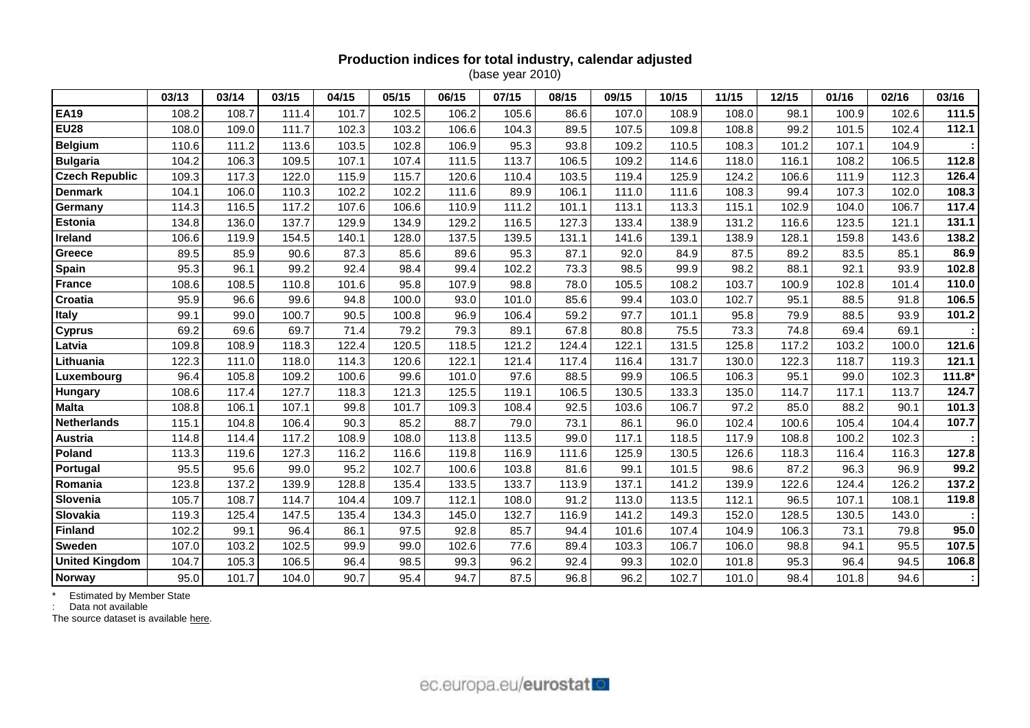## Production indices for total industry, calendar adjusted

(base year 2010)

| | 03/13 | 03/14 | 03/15 | 04/15 | 05/15 | 06/15 | 07/15 | 08/15 | 09/15 | 10/15 | 11/15 | 12/15 | 01/16 | 02/16 | 03/16 |
|---|---|---|---|---|---|---|---|---|---|---|---|---|---|---|---|
| **EA19** | 108.2 | 108.7 | 111.4 | 101.7 | 102.5 | 106.2 | 105.6 | 86.6 | 107.0 | 108.9 | 108.0 | 98.1 | 100.9 | 102.6 | **111.5** |
| **EU28** | 108.0 | 109.0 | 111.7 | 102.3 | 103.2 | 106.6 | 104.3 | 89.5 | 107.5 | 109.8 | 108.8 | 99.2 | 101.5 | 102.4 | **112.1** |
| **Belgium** | 110.6 | 111.2 | 113.6 | 103.5 | 102.8 | 106.9 | 95.3 | 93.8 | 109.2 | 110.5 | 108.3 | 101.2 | 107.1 | 104.9 | **:** |
| **Bulgaria** | 104.2 | 106.3 | 109.5 | 107.1 | 107.4 | 111.5 | 113.7 | 106.5 | 109.2 | 114.6 | 118.0 | 116.1 | 108.2 | 106.5 | **112.8** |
| **Czech Republic** | 109.3 | 117.3 | 122.0 | 115.9 | 115.7 | 120.6 | 110.4 | 103.5 | 119.4 | 125.9 | 124.2 | 106.6 | 111.9 | 112.3 | **126.4** |
| **Denmark** | 104.1 | 106.0 | 110.3 | 102.2 | 102.2 | 111.6 | 89.9 | 106.1 | 111.0 | 111.6 | 108.3 | 99.4 | 107.3 | 102.0 | **108.3** |
| **Germany** | 114.3 | 116.5 | 117.2 | 107.6 | 106.6 | 110.9 | 111.2 | 101.1 | 113.1 | 113.3 | 115.1 | 102.9 | 104.0 | 106.7 | **117.4** |
| **Estonia** | 134.8 | 136.0 | 137.7 | 129.9 | 134.9 | 129.2 | 116.5 | 127.3 | 133.4 | 138.9 | 131.2 | 116.6 | 123.5 | 121.1 | **131.1** |
| **Ireland** | 106.6 | 119.9 | 154.5 | 140.1 | 128.0 | 137.5 | 139.5 | 131.1 | 141.6 | 139.1 | 138.9 | 128.1 | 159.8 | 143.6 | **138.2** |
| **Greece** | 89.5 | 85.9 | 90.6 | 87.3 | 85.6 | 89.6 | 95.3 | 87.1 | 92.0 | 84.9 | 87.5 | 89.2 | 83.5 | 85.1 | **86.9** |
| **Spain** | 95.3 | 96.1 | 99.2 | 92.4 | 98.4 | 99.4 | 102.2 | 73.3 | 98.5 | 99.9 | 98.2 | 88.1 | 92.1 | 93.9 | **102.8** |
| **France** | 108.6 | 108.5 | 110.8 | 101.6 | 95.8 | 107.9 | 98.8 | 78.0 | 105.5 | 108.2 | 103.7 | 100.9 | 102.8 | 101.4 | **110.0** |
| **Croatia** | 95.9 | 96.6 | 99.6 | 94.8 | 100.0 | 93.0 | 101.0 | 85.6 | 99.4 | 103.0 | 102.7 | 95.1 | 88.5 | 91.8 | **106.5** |
| **Italy** | 99.1 | 99.0 | 100.7 | 90.5 | 100.8 | 96.9 | 106.4 | 59.2 | 97.7 | 101.1 | 95.8 | 79.9 | 88.5 | 93.9 | **101.2** |
| **Cyprus** | 69.2 | 69.6 | 69.7 | 71.4 | 79.2 | 79.3 | 89.1 | 67.8 | 80.8 | 75.5 | 73.3 | 74.8 | 69.4 | 69.1 | **:** |
| **Latvia** | 109.8 | 108.9 | 118.3 | 122.4 | 120.5 | 118.5 | 121.2 | 124.4 | 122.1 | 131.5 | 125.8 | 117.2 | 103.2 | 100.0 | **121.6** |
| **Lithuania** | 122.3 | 111.0 | 118.0 | 114.3 | 120.6 | 122.1 | 121.4 | 117.4 | 116.4 | 131.7 | 130.0 | 122.3 | 118.7 | 119.3 | **121.1** |
| **Luxembourg** | 96.4 | 105.8 | 109.2 | 100.6 | 99.6 | 101.0 | 97.6 | 88.5 | 99.9 | 106.5 | 106.3 | 95.1 | 99.0 | 102.3 | **111.8*** |
| **Hungary** | 108.6 | 117.4 | 127.7 | 118.3 | 121.3 | 125.5 | 119.1 | 106.5 | 130.5 | 133.3 | 135.0 | 114.7 | 117.1 | 113.7 | **124.7** |
| **Malta** | 108.8 | 106.1 | 107.1 | 99.8 | 101.7 | 109.3 | 108.4 | 92.5 | 103.6 | 106.7 | 97.2 | 85.0 | 88.2 | 90.1 | **101.3** |
| **Netherlands** | 115.1 | 104.8 | 106.4 | 90.3 | 85.2 | 88.7 | 79.0 | 73.1 | 86.1 | 96.0 | 102.4 | 100.6 | 105.4 | 104.4 | **107.7** |
| **Austria** | 114.8 | 114.4 | 117.2 | 108.9 | 108.0 | 113.8 | 113.5 | 99.0 | 117.1 | 118.5 | 117.9 | 108.8 | 100.2 | 102.3 | **:** |
| **Poland** | 113.3 | 119.6 | 127.3 | 116.2 | 116.6 | 119.8 | 116.9 | 111.6 | 125.9 | 130.5 | 126.6 | 118.3 | 116.4 | 116.3 | **127.8** |
| **Portugal** | 95.5 | 95.6 | 99.0 | 95.2 | 102.7 | 100.6 | 103.8 | 81.6 | 99.1 | 101.5 | 98.6 | 87.2 | 96.3 | 96.9 | **99.2** |
| **Romania** | 123.8 | 137.2 | 139.9 | 128.8 | 135.4 | 133.5 | 133.7 | 113.9 | 137.1 | 141.2 | 139.9 | 122.6 | 124.4 | 126.2 | **137.2** |
| **Slovenia** | 105.7 | 108.7 | 114.7 | 104.4 | 109.7 | 112.1 | 108.0 | 91.2 | 113.0 | 113.5 | 112.1 | 96.5 | 107.1 | 108.1 | **119.8** |
| **Slovakia** | 119.3 | 125.4 | 147.5 | 135.4 | 134.3 | 145.0 | 132.7 | 116.9 | 141.2 | 149.3 | 152.0 | 128.5 | 130.5 | 143.0 | **:** |
| **Finland** | 102.2 | 99.1 | 96.4 | 86.1 | 97.5 | 92.8 | 85.7 | 94.4 | 101.6 | 107.4 | 104.9 | 106.3 | 73.1 | 79.8 | **95.0** |
| **Sweden** | 107.0 | 103.2 | 102.5 | 99.9 | 99.0 | 102.6 | 77.6 | 89.4 | 103.3 | 106.7 | 106.0 | 98.8 | 94.1 | 95.5 | **107.5** |
| **United Kingdom** | 104.7 | 105.3 | 106.5 | 96.4 | 98.5 | 99.3 | 96.2 | 92.4 | 99.3 | 102.0 | 101.8 | 95.3 | 96.4 | 94.5 | **106.8** |
| **Norway** | 95.0 | 101.7 | 104.0 | 90.7 | 95.4 | 94.7 | 87.5 | 96.8 | 96.2 | 102.7 | 101.0 | 98.4 | 101.8 | 94.6 | **:** |

\* Estimated by Member State

: Data not available

The source dataset is available here.